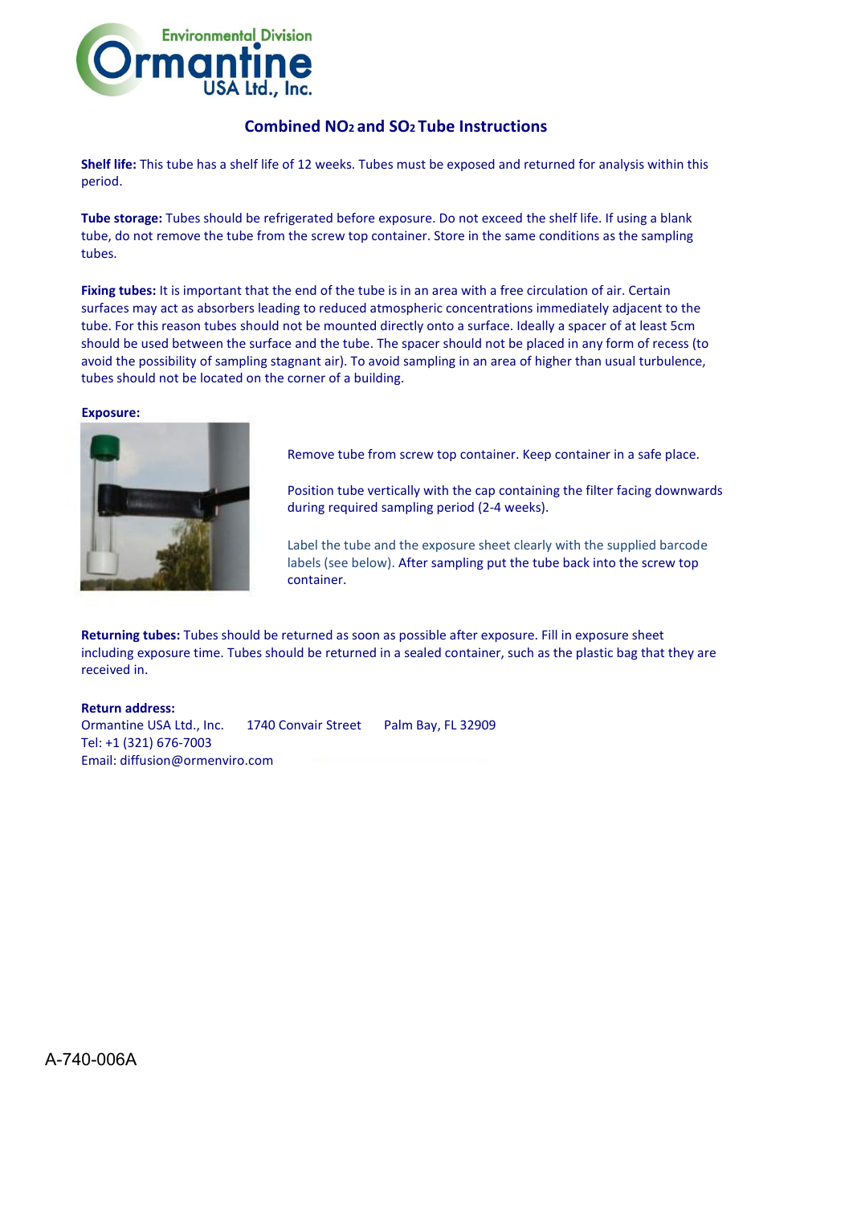Environmental Division

Ormantine USA Ltd., Inc.

# Combined $NO_2$ and $SO_2$ Tube Instructions

**Shelf life:** This tube has a shelf life of 12 weeks. Tubes must be exposed and returned for analysis within this period.

**Tube storage:** Tubes should be refrigerated before exposure. Do not exceed the shelf life. If using a blank tube, do not remove the tube from the screw top container. Store in the same conditions as the sampling tubes.

**Fixing tubes:** It is important that the end of the tube is in an area with a free circulation of air. Certain surfaces may act as absorbers leading to reduced atmospheric concentrations immediately adjacent to the tube. For this reason tubes should not be mounted directly onto a surface. Ideally a spacer of at least 5cm should be used between the surface and the tube. The spacer should not be placed in any form of recess (to avoid the possibility of sampling stagnant air). To avoid sampling in an area of higher than usual turbulence, tubes should not be located on the corner of a building.

**Exposure:**

Remove tube from screw top container. Keep container in a safe place.

Position tube vertically with the cap containing the filter facing downwards during required sampling period (2-4 weeks).

Label the tube and the exposure sheet clearly with the supplied barcode labels (see below). After sampling put the tube back into the screw top container.

**Returning tubes:** Tubes should be returned as soon as possible after exposure. Fill in exposure sheet including exposure time. Tubes should be returned in a sealed container, such as the plastic bag that they are received in.

**Return address:**
Ormantine USA Ltd., Inc. 1740 Convair Street Palm Bay, FL 32909
Tel: +1 (321) 676-7003
Email: diffusion@ormenviro.com

A-740-006A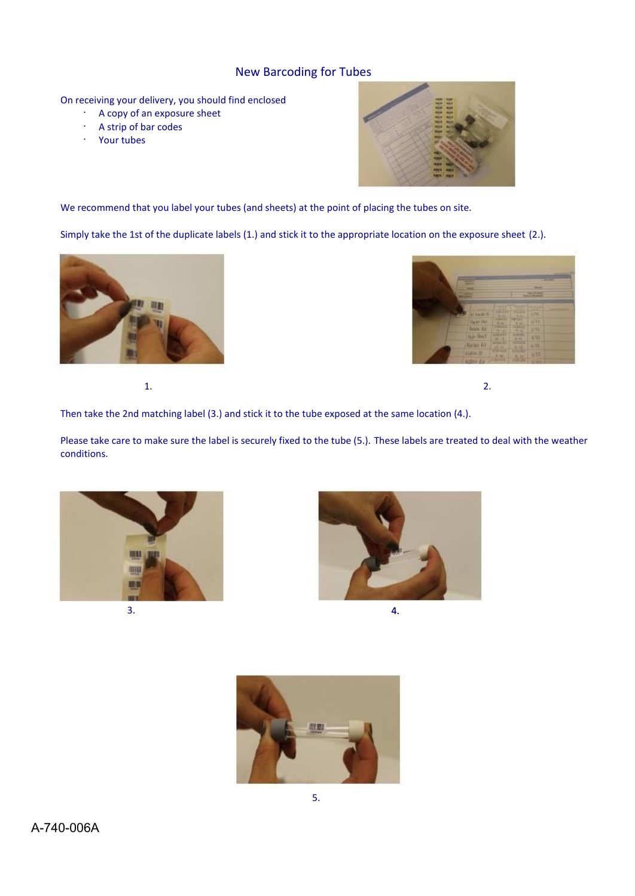# New Barcoding for Tubes

On receiving your delivery, you should find enclosed

- A copy of an exposure sheet
- A strip of bar codes
- Your tubes

We recommend that you label your tubes (and sheets) at the point of placing the tubes on site.

Simply take the 1st of the duplicate labels (1.) and stick it to the appropriate location on the exposure sheet (2.).

1.

2.

Then take the 2nd matching label (3.) and stick it to the tube exposed at the same location (4.).

Please take care to make sure the label is securely fixed to the tube (5.). These labels are treated to deal with the weather conditions.

3.

4.

5.

A-740-006A